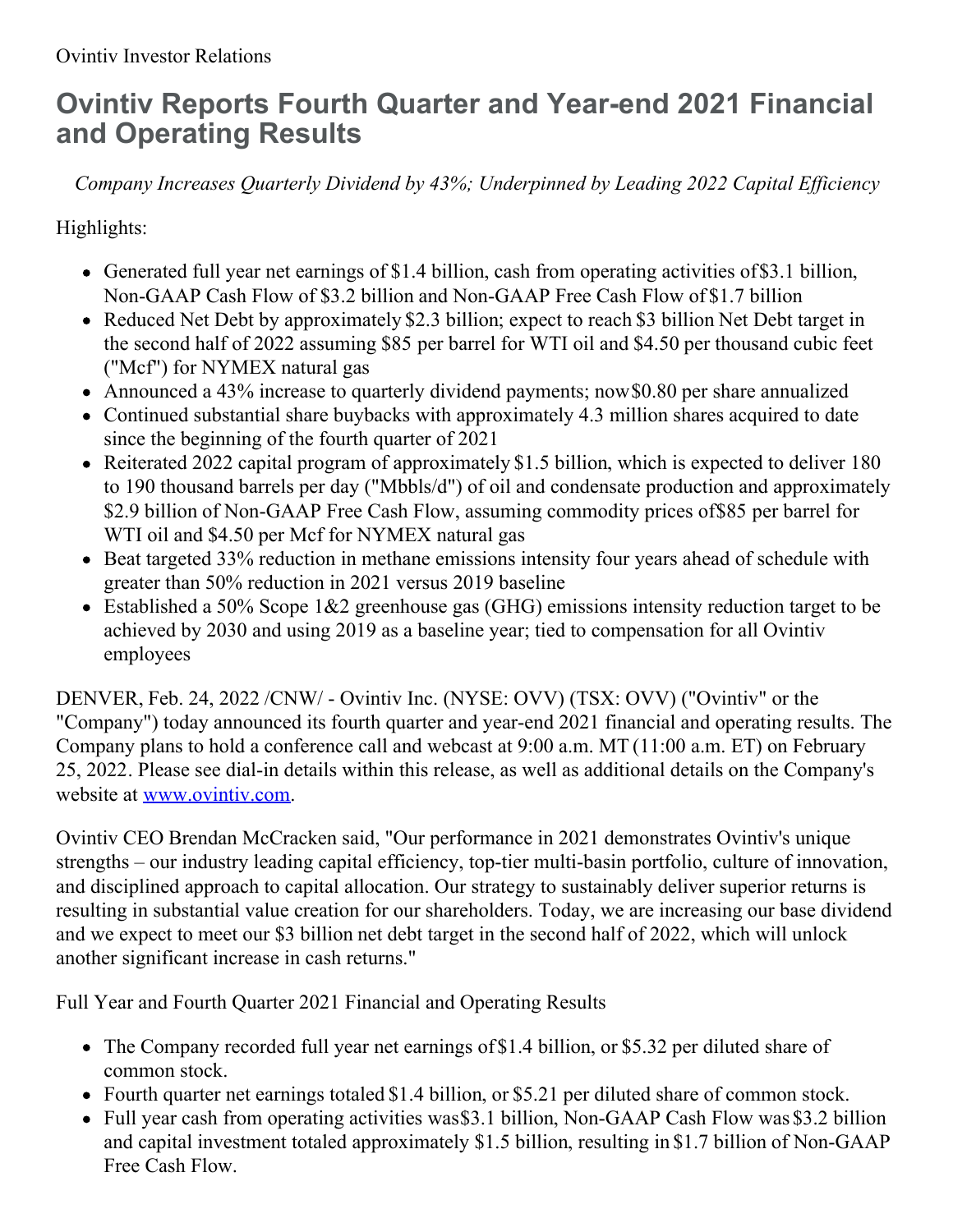Ovintiv Investor Relations

# Ovintiv Reports Fourth Quarter and Year-end 2021 Financial and Operating Results

*Company Increases Quarterly Dividend by 43%; Underpinned by Leading 2022 Capital Efficiency*

Highlights:

- Generated full year net earnings of $1.4 billion, cash from operating activities of $3.1 billion, Non-GAAP Cash Flow of $3.2 billion and Non-GAAP Free Cash Flow of $1.7 billion
- Reduced Net Debt by approximately $2.3 billion; expect to reach $3 billion Net Debt target in the second half of 2022 assuming $85 per barrel for WTI oil and $4.50 per thousand cubic feet ("Mcf") for NYMEX natural gas
- Announced a 43% increase to quarterly dividend payments; now $0.80 per share annualized
- Continued substantial share buybacks with approximately 4.3 million shares acquired to date since the beginning of the fourth quarter of 2021
- Reiterated 2022 capital program of approximately $1.5 billion, which is expected to deliver 180 to 190 thousand barrels per day ("Mbbls/d") of oil and condensate production and approximately $2.9 billion of Non-GAAP Free Cash Flow, assuming commodity prices of $85 per barrel for WTI oil and $4.50 per Mcf for NYMEX natural gas
- Beat targeted 33% reduction in methane emissions intensity four years ahead of schedule with greater than 50% reduction in 2021 versus 2019 baseline
- Established a 50% Scope 1&2 greenhouse gas (GHG) emissions intensity reduction target to be achieved by 2030 and using 2019 as a baseline year; tied to compensation for all Ovintiv employees

DENVER, Feb. 24, 2022 /CNW/ - Ovintiv Inc. (NYSE: OVV) (TSX: OVV) ("Ovintiv" or the "Company") today announced its fourth quarter and year-end 2021 financial and operating results. The Company plans to hold a conference call and webcast at 9:00 a.m. MT (11:00 a.m. ET) on February 25, 2022. Please see dial-in details within this release, as well as additional details on the Company's website at www.ovintiv.com.

Ovintiv CEO Brendan McCracken said, "Our performance in 2021 demonstrates Ovintiv's unique strengths – our industry leading capital efficiency, top-tier multi-basin portfolio, culture of innovation, and disciplined approach to capital allocation. Our strategy to sustainably deliver superior returns is resulting in substantial value creation for our shareholders. Today, we are increasing our base dividend and we expect to meet our $3 billion net debt target in the second half of 2022, which will unlock another significant increase in cash returns."

Full Year and Fourth Quarter 2021 Financial and Operating Results

- The Company recorded full year net earnings of $1.4 billion, or $5.32 per diluted share of common stock.
- Fourth quarter net earnings totaled $1.4 billion, or $5.21 per diluted share of common stock.
- Full year cash from operating activities was $3.1 billion, Non-GAAP Cash Flow was $3.2 billion and capital investment totaled approximately $1.5 billion, resulting in $1.7 billion of Non-GAAP Free Cash Flow.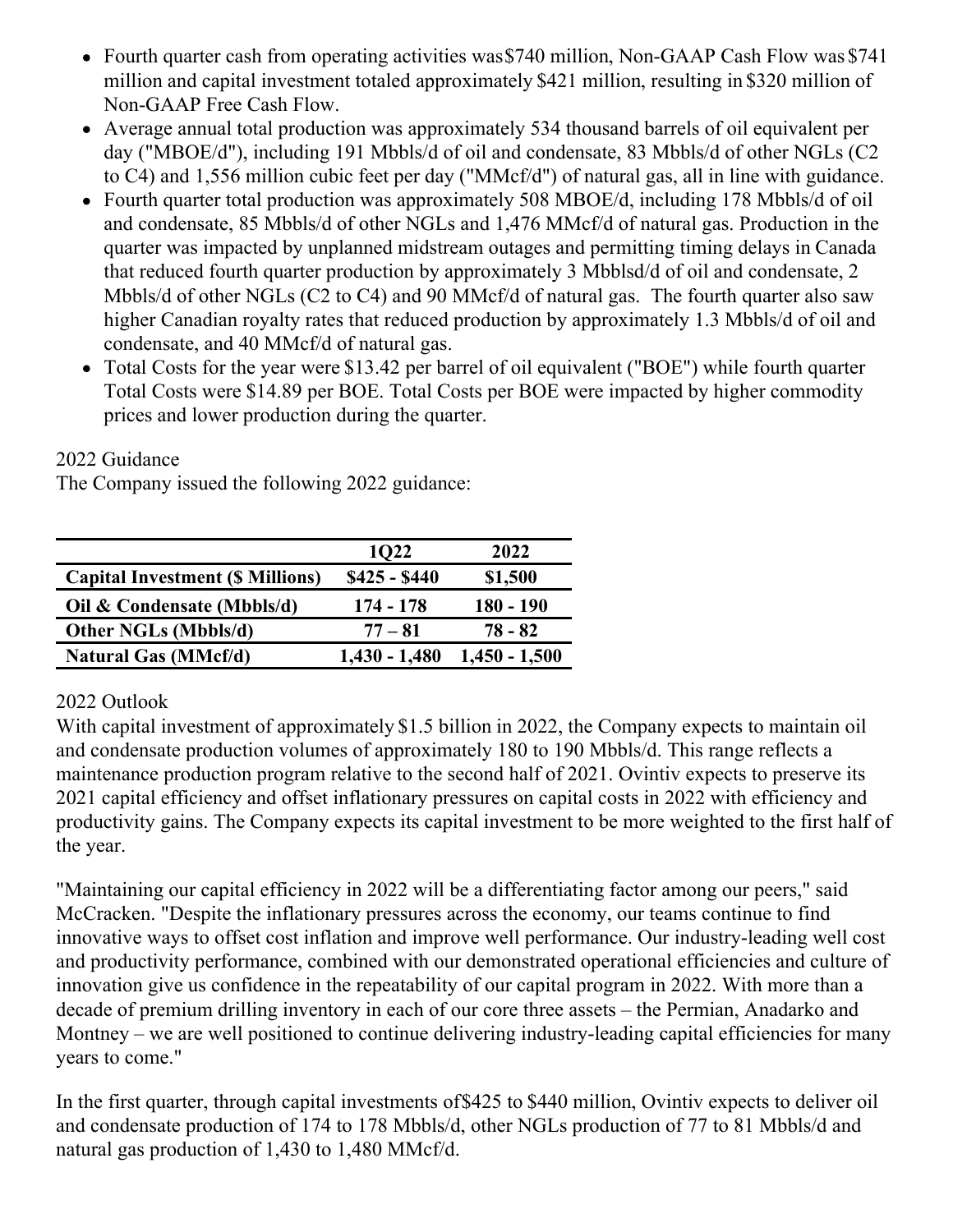- Fourth quarter cash from operating activities was $740 million, Non-GAAP Cash Flow was $741 million and capital investment totaled approximately $421 million, resulting in $320 million of Non-GAAP Free Cash Flow.
- Average annual total production was approximately 534 thousand barrels of oil equivalent per day ("MBOE/d"), including 191 Mbbls/d of oil and condensate, 83 Mbbls/d of other NGLs (C2 to C4) and 1,556 million cubic feet per day ("MMcf/d") of natural gas, all in line with guidance.
- Fourth quarter total production was approximately 508 MBOE/d, including 178 Mbbls/d of oil and condensate, 85 Mbbls/d of other NGLs and 1,476 MMcf/d of natural gas. Production in the quarter was impacted by unplanned midstream outages and permitting timing delays in Canada that reduced fourth quarter production by approximately 3 Mbblsd/d of oil and condensate, 2 Mbbls/d of other NGLs (C2 to C4) and 90 MMcf/d of natural gas. The fourth quarter also saw higher Canadian royalty rates that reduced production by approximately 1.3 Mbbls/d of oil and condensate, and 40 MMcf/d of natural gas.
- Total Costs for the year were $13.42 per barrel of oil equivalent ("BOE") while fourth quarter Total Costs were $14.89 per BOE. Total Costs per BOE were impacted by higher commodity prices and lower production during the quarter.

2022 Guidance

The Company issued the following 2022 guidance:

| | 1Q22 | 2022 |
|---|---|---|
| **Capital Investment ($ Millions)** | **$425 - $440** | **$1,500** |
| **Oil & Condensate (Mbbls/d)** | **174 - 178** | **180 - 190** |
| **Other NGLs (Mbbls/d)** | **77 – 81** | **78 - 82** |
| **Natural Gas (MMcf/d)** | **1,430 - 1,480** | **1,450 - 1,500** |

2022 Outlook

With capital investment of approximately $1.5 billion in 2022, the Company expects to maintain oil and condensate production volumes of approximately 180 to 190 Mbbls/d. This range reflects a maintenance production program relative to the second half of 2021. Ovintiv expects to preserve its 2021 capital efficiency and offset inflationary pressures on capital costs in 2022 with efficiency and productivity gains. The Company expects its capital investment to be more weighted to the first half of the year.

"Maintaining our capital efficiency in 2022 will be a differentiating factor among our peers," said McCracken. "Despite the inflationary pressures across the economy, our teams continue to find innovative ways to offset cost inflation and improve well performance. Our industry-leading well cost and productivity performance, combined with our demonstrated operational efficiencies and culture of innovation give us confidence in the repeatability of our capital program in 2022. With more than a decade of premium drilling inventory in each of our core three assets – the Permian, Anadarko and Montney – we are well positioned to continue delivering industry-leading capital efficiencies for many years to come."

In the first quarter, through capital investments of $425 to $440 million, Ovintiv expects to deliver oil and condensate production of 174 to 178 Mbbls/d, other NGLs production of 77 to 81 Mbbls/d and natural gas production of 1,430 to 1,480 MMcf/d.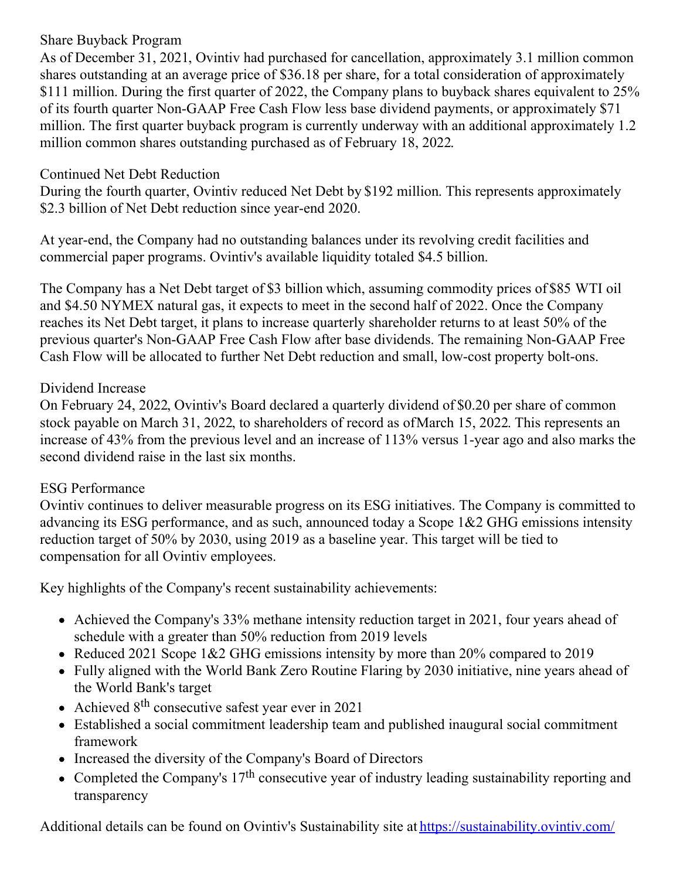## Share Buyback Program

As of December 31, 2021, Ovintiv had purchased for cancellation, approximately 3.1 million common shares outstanding at an average price of $36.18 per share, for a total consideration of approximately $111 million. During the first quarter of 2022, the Company plans to buyback shares equivalent to 25% of its fourth quarter Non-GAAP Free Cash Flow less base dividend payments, or approximately $71 million. The first quarter buyback program is currently underway with an additional approximately 1.2 million common shares outstanding purchased as of February 18, 2022.

## Continued Net Debt Reduction

During the fourth quarter, Ovintiv reduced Net Debt by $192 million. This represents approximately $2.3 billion of Net Debt reduction since year-end 2020.

At year-end, the Company had no outstanding balances under its revolving credit facilities and commercial paper programs. Ovintiv's available liquidity totaled $4.5 billion.

The Company has a Net Debt target of $3 billion which, assuming commodity prices of $85 WTI oil and $4.50 NYMEX natural gas, it expects to meet in the second half of 2022. Once the Company reaches its Net Debt target, it plans to increase quarterly shareholder returns to at least 50% of the previous quarter's Non-GAAP Free Cash Flow after base dividends. The remaining Non-GAAP Free Cash Flow will be allocated to further Net Debt reduction and small, low-cost property bolt-ons.

## Dividend Increase

On February 24, 2022, Ovintiv's Board declared a quarterly dividend of $0.20 per share of common stock payable on March 31, 2022, to shareholders of record as of March 15, 2022. This represents an increase of 43% from the previous level and an increase of 113% versus 1-year ago and also marks the second dividend raise in the last six months.

## ESG Performance

Ovintiv continues to deliver measurable progress on its ESG initiatives. The Company is committed to advancing its ESG performance, and as such, announced today a Scope 1&2 GHG emissions intensity reduction target of 50% by 2030, using 2019 as a baseline year. This target will be tied to compensation for all Ovintiv employees.

Key highlights of the Company's recent sustainability achievements:

- Achieved the Company's 33% methane intensity reduction target in 2021, four years ahead of schedule with a greater than 50% reduction from 2019 levels
- Reduced 2021 Scope 1&2 GHG emissions intensity by more than 20% compared to 2019
- Fully aligned with the World Bank Zero Routine Flaring by 2030 initiative, nine years ahead of the World Bank's target
- Achieved 8th consecutive safest year ever in 2021
- Established a social commitment leadership team and published inaugural social commitment framework
- Increased the diversity of the Company's Board of Directors
- Completed the Company's 17th consecutive year of industry leading sustainability reporting and transparency

Additional details can be found on Ovintiv's Sustainability site at https://sustainability.ovintiv.com/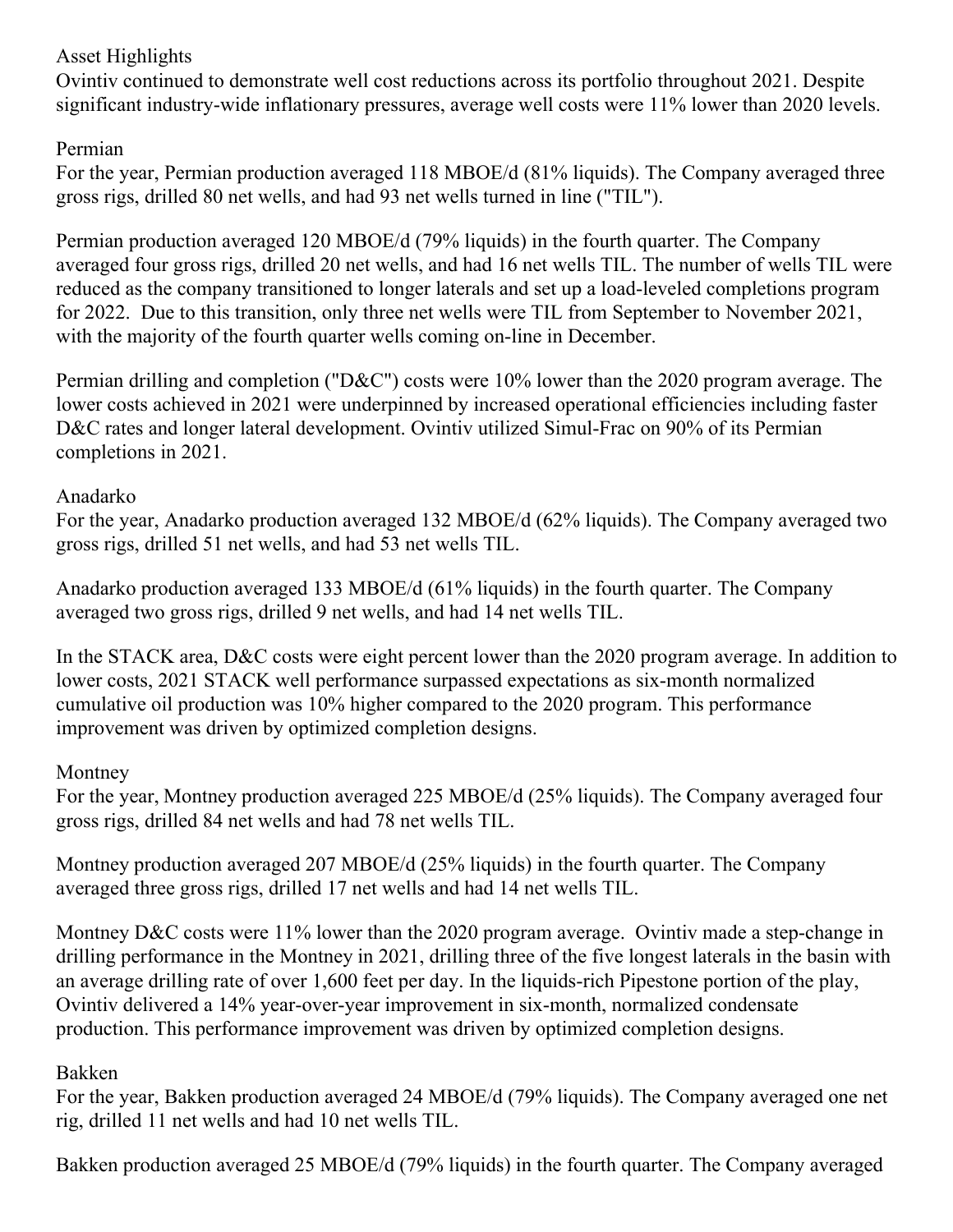## Asset Highlights

Ovintiv continued to demonstrate well cost reductions across its portfolio throughout 2021. Despite significant industry-wide inflationary pressures, average well costs were 11% lower than 2020 levels.

### Permian

For the year, Permian production averaged 118 MBOE/d (81% liquids). The Company averaged three gross rigs, drilled 80 net wells, and had 93 net wells turned in line ("TIL").

Permian production averaged 120 MBOE/d (79% liquids) in the fourth quarter. The Company averaged four gross rigs, drilled 20 net wells, and had 16 net wells TIL. The number of wells TIL were reduced as the company transitioned to longer laterals and set up a load-leveled completions program for 2022. Due to this transition, only three net wells were TIL from September to November 2021, with the majority of the fourth quarter wells coming on-line in December.

Permian drilling and completion ("D&C") costs were 10% lower than the 2020 program average. The lower costs achieved in 2021 were underpinned by increased operational efficiencies including faster D&C rates and longer lateral development. Ovintiv utilized Simul-Frac on 90% of its Permian completions in 2021.

### Anadarko

For the year, Anadarko production averaged 132 MBOE/d (62% liquids). The Company averaged two gross rigs, drilled 51 net wells, and had 53 net wells TIL.

Anadarko production averaged 133 MBOE/d (61% liquids) in the fourth quarter. The Company averaged two gross rigs, drilled 9 net wells, and had 14 net wells TIL.

In the STACK area, D&C costs were eight percent lower than the 2020 program average. In addition to lower costs, 2021 STACK well performance surpassed expectations as six-month normalized cumulative oil production was 10% higher compared to the 2020 program. This performance improvement was driven by optimized completion designs.

### Montney

For the year, Montney production averaged 225 MBOE/d (25% liquids). The Company averaged four gross rigs, drilled 84 net wells and had 78 net wells TIL.

Montney production averaged 207 MBOE/d (25% liquids) in the fourth quarter. The Company averaged three gross rigs, drilled 17 net wells and had 14 net wells TIL.

Montney D&C costs were 11% lower than the 2020 program average. Ovintiv made a step-change in drilling performance in the Montney in 2021, drilling three of the five longest laterals in the basin with an average drilling rate of over 1,600 feet per day. In the liquids-rich Pipestone portion of the play, Ovintiv delivered a 14% year-over-year improvement in six-month, normalized condensate production. This performance improvement was driven by optimized completion designs.

### Bakken

For the year, Bakken production averaged 24 MBOE/d (79% liquids). The Company averaged one net rig, drilled 11 net wells and had 10 net wells TIL.

Bakken production averaged 25 MBOE/d (79% liquids) in the fourth quarter. The Company averaged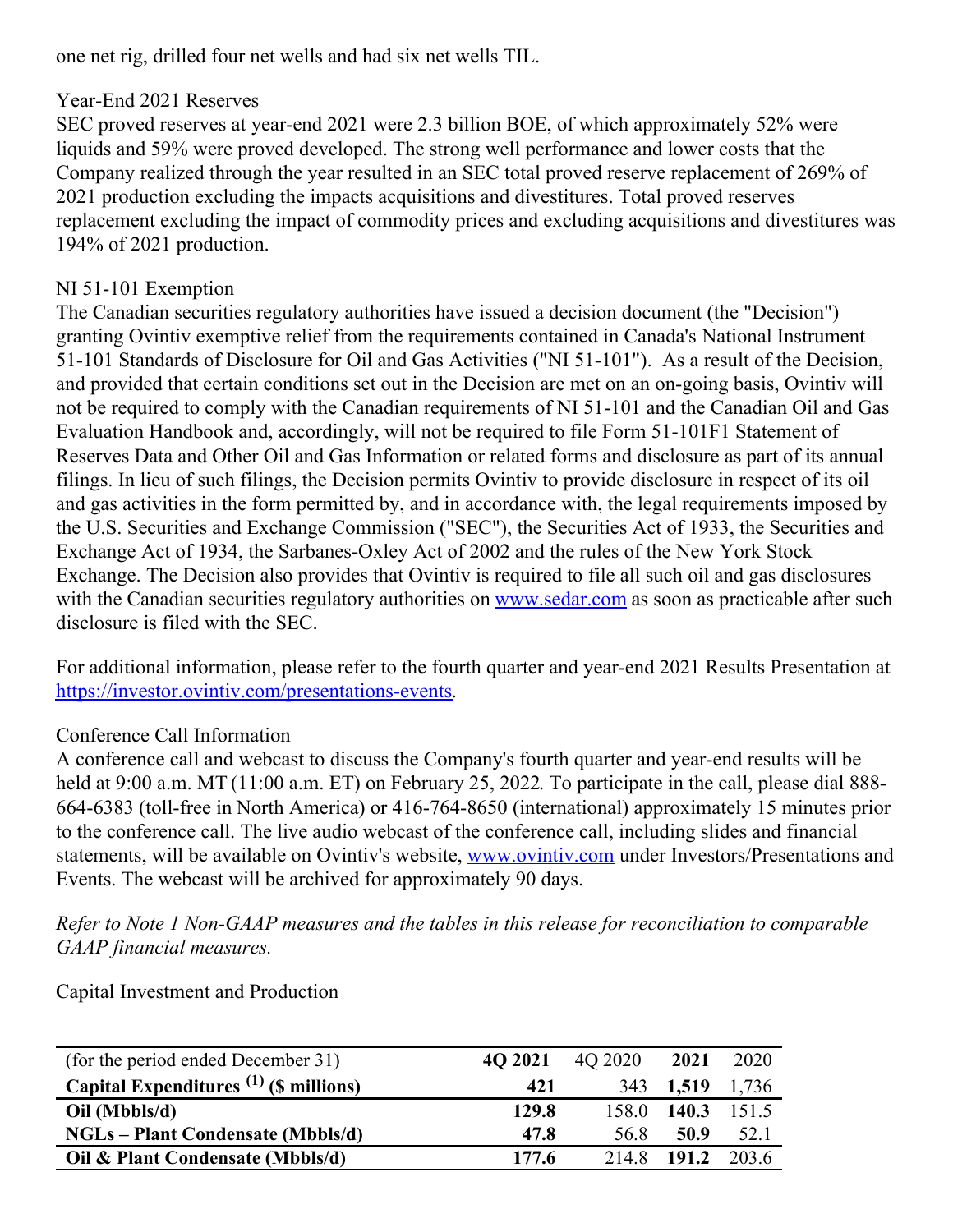one net rig, drilled four net wells and had six net wells TIL.

Year-End 2021 Reserves

SEC proved reserves at year-end 2021 were 2.3 billion BOE, of which approximately 52% were liquids and 59% were proved developed. The strong well performance and lower costs that the Company realized through the year resulted in an SEC total proved reserve replacement of 269% of 2021 production excluding the impacts acquisitions and divestitures. Total proved reserves replacement excluding the impact of commodity prices and excluding acquisitions and divestitures was 194% of 2021 production.

NI 51-101 Exemption

The Canadian securities regulatory authorities have issued a decision document (the "Decision") granting Ovintiv exemptive relief from the requirements contained in Canada's National Instrument 51-101 Standards of Disclosure for Oil and Gas Activities ("NI 51-101"). As a result of the Decision, and provided that certain conditions set out in the Decision are met on an on-going basis, Ovintiv will not be required to comply with the Canadian requirements of NI 51-101 and the Canadian Oil and Gas Evaluation Handbook and, accordingly, will not be required to file Form 51-101F1 Statement of Reserves Data and Other Oil and Gas Information or related forms and disclosure as part of its annual filings. In lieu of such filings, the Decision permits Ovintiv to provide disclosure in respect of its oil and gas activities in the form permitted by, and in accordance with, the legal requirements imposed by the U.S. Securities and Exchange Commission ("SEC"), the Securities Act of 1933, the Securities and Exchange Act of 1934, the Sarbanes-Oxley Act of 2002 and the rules of the New York Stock Exchange. The Decision also provides that Ovintiv is required to file all such oil and gas disclosures with the Canadian securities regulatory authorities on www.sedar.com as soon as practicable after such disclosure is filed with the SEC.

For additional information, please refer to the fourth quarter and year-end 2021 Results Presentation at https://investor.ovintiv.com/presentations-events.

Conference Call Information

A conference call and webcast to discuss the Company's fourth quarter and year-end results will be held at 9:00 a.m. MT (11:00 a.m. ET) on February 25, 2022. To participate in the call, please dial 888-664-6383 (toll-free in North America) or 416-764-8650 (international) approximately 15 minutes prior to the conference call. The live audio webcast of the conference call, including slides and financial statements, will be available on Ovintiv's website, www.ovintiv.com under Investors/Presentations and Events. The webcast will be archived for approximately 90 days.

*Refer to Note 1 Non-GAAP measures and the tables in this release for reconciliation to comparable GAAP financial measures.*

Capital Investment and Production

| (for the period ended December 31) | **4Q 2021** | 4Q 2020 | **2021** | 2020 |
|---|---|---|---|---|
| **Capital Expenditures [(1)] ($ millions)** | **421** | 343 | **1,519** | 1,736 |
| **Oil (Mbbls/d)** | **129.8** | 158.0 | **140.3** | 151.5 |
| **NGLs – Plant Condensate (Mbbls/d)** | **47.8** | 56.8 | **50.9** | 52.1 |
| **Oil & Plant Condensate (Mbbls/d)** | **177.6** | 214.8 | **191.2** | 203.6 |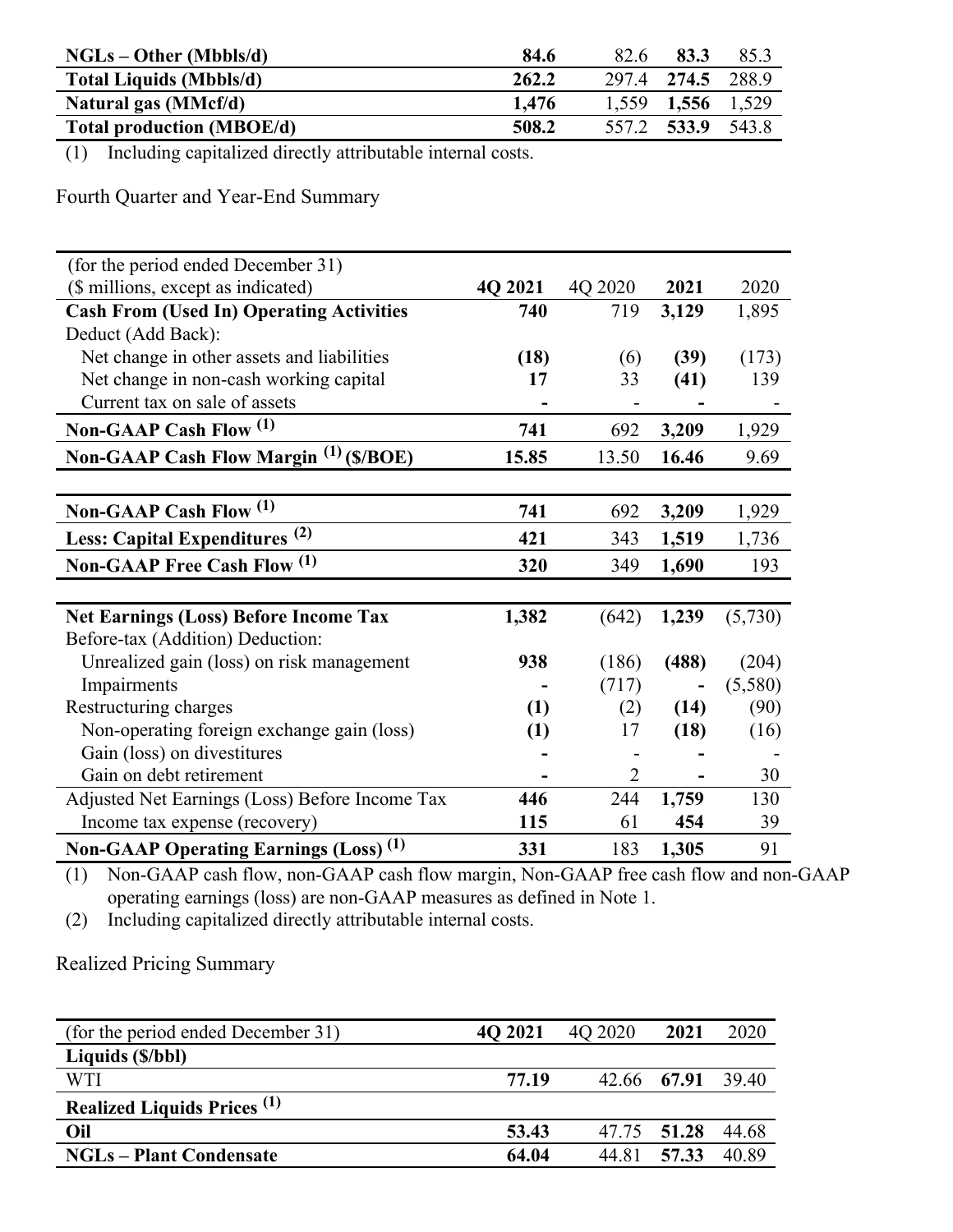| | | | | |
|---|---|---|---|---|
| **NGLs – Other (Mbbls/d)** | **84.6** | 82.6 | **83.3** | 85.3 |
| **Total Liquids (Mbbls/d)** | **262.2** | 297.4 | **274.5** | 288.9 |
| **Natural gas (MMcf/d)** | **1,476** | 1,559 | **1,556** | 1,529 |
| **Total production (MBOE/d)** | **508.2** | 557.2 | **533.9** | 543.8 |

(1) Including capitalized directly attributable internal costs.

Fourth Quarter and Year-End Summary

| (for the period ended December 31) ($ millions, except as indicated) | 4Q 2021 | 4Q 2020 | 2021 | 2020 |
|---|---|---|---|---|
| **Cash From (Used In) Operating Activities** | **740** | 719 | **3,129** | 1,895 |
| Deduct (Add Back): | | | | |
| Net change in other assets and liabilities | **(18)** | (6) | **(39)** | (173) |
| Net change in non-cash working capital | **17** | 33 | **(41)** | 139 |
| Current tax on sale of assets | **-** | - | **-** | - |
| **Non-GAAP Cash Flow (1)** | **741** | 692 | **3,209** | 1,929 |
| **Non-GAAP Cash Flow Margin (1) ($/BOE)** | **15.85** | 13.50 | **16.46** | 9.69 |

| | 4Q 2021 | 4Q 2020 | 2021 | 2020 |
|---|---|---|---|---|
| **Non-GAAP Cash Flow (1)** | **741** | 692 | **3,209** | 1,929 |
| **Less: Capital Expenditures (2)** | **421** | 343 | **1,519** | 1,736 |
| **Non-GAAP Free Cash Flow (1)** | **320** | 349 | **1,690** | 193 |

| | 4Q 2021 | 4Q 2020 | 2021 | 2020 |
|---|---|---|---|---|
| **Net Earnings (Loss) Before Income Tax** | **1,382** | (642) | **1,239** | (5,730) |
| Before-tax (Addition) Deduction: | | | | |
| Unrealized gain (loss) on risk management | **938** | (186) | **(488)** | (204) |
| Impairments | **-** | (717) | **-** | (5,580) |
| Restructuring charges | **(1)** | (2) | **(14)** | (90) |
| Non-operating foreign exchange gain (loss) | **(1)** | 17 | **(18)** | (16) |
| Gain (loss) on divestitures | **-** | - | **-** | - |
| Gain on debt retirement | **-** | 2 | **-** | 30 |
| Adjusted Net Earnings (Loss) Before Income Tax | **446** | 244 | **1,759** | 130 |
| Income tax expense (recovery) | **115** | 61 | **454** | 39 |
| **Non-GAAP Operating Earnings (Loss) (1)** | **331** | 183 | **1,305** | 91 |

(1) Non-GAAP cash flow, non-GAAP cash flow margin, Non-GAAP free cash flow and non-GAAP operating earnings (loss) are non-GAAP measures as defined in Note 1.
(2) Including capitalized directly attributable internal costs.

Realized Pricing Summary

| (for the period ended December 31) | 4Q 2021 | 4Q 2020 | 2021 | 2020 |
|---|---|---|---|---|
| **Liquids ($/bbl)** | | | | |
| WTI | **77.19** | 42.66 | **67.91** | 39.40 |
| **Realized Liquids Prices (1)** | | | | |
| **Oil** | **53.43** | 47.75 | **51.28** | 44.68 |
| **NGLs – Plant Condensate** | **64.04** | 44.81 | **57.33** | 40.89 |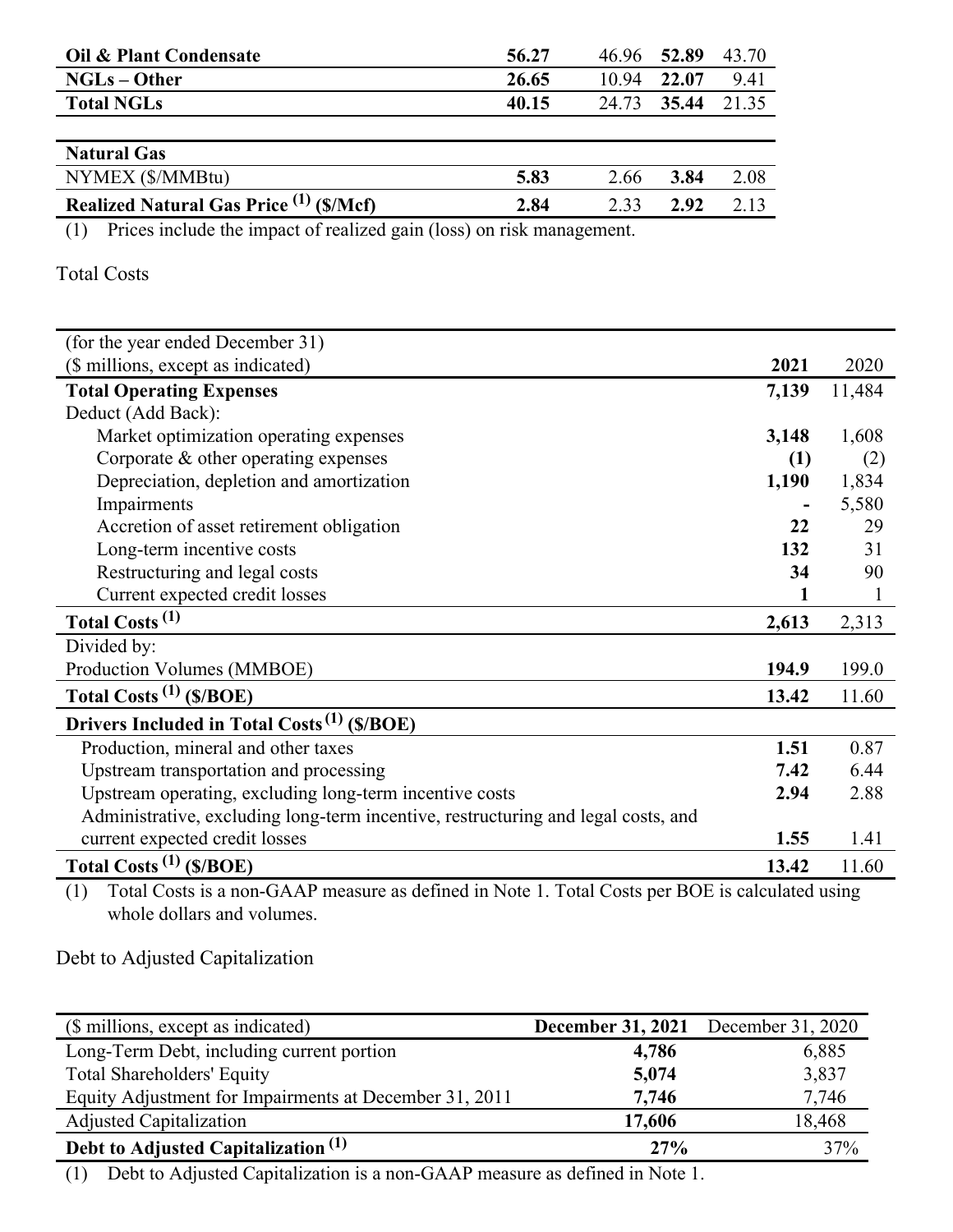| | | | | |
|---|---|---|---|---|
| **Oil & Plant Condensate** | **56.27** | 46.96 | **52.89** | 43.70 |
| **NGLs – Other** | **26.65** | 10.94 | **22.07** | 9.41 |
| **Total NGLs** | **40.15** | 24.73 | **35.44** | 21.35 |
| | | | | |
| **Natural Gas** | | | | |
| NYMEX ($/MMBtu) | **5.83** | 2.66 | **3.84** | 2.08 |
| **Realized Natural Gas Price (1) ($/Mcf)** | **2.84** | 2.33 | **2.92** | 2.13 |

(1) Prices include the impact of realized gain (loss) on risk management.

Total Costs

| (for the year ended December 31) ($ millions, except as indicated) | **2021** | 2020 |
|---|---|---|
| **Total Operating Expenses** | **7,139** | 11,484 |
| Deduct (Add Back): | | |
| Market optimization operating expenses | **3,148** | 1,608 |
| Corporate & other operating expenses | **(1)** | (2) |
| Depreciation, depletion and amortization | **1,190** | 1,834 |
| Impairments | **-** | 5,580 |
| Accretion of asset retirement obligation | **22** | 29 |
| Long-term incentive costs | **132** | 31 |
| Restructuring and legal costs | **34** | 90 |
| Current expected credit losses | **1** | 1 |
| **Total Costs (1)** | **2,613** | 2,313 |
| Divided by: | | |
| Production Volumes (MMBOE) | **194.9** | 199.0 |
| **Total Costs (1) ($/BOE)** | **13.42** | 11.60 |
| **Drivers Included in Total Costs (1) ($/BOE)** | | |
| Production, mineral and other taxes | **1.51** | 0.87 |
| Upstream transportation and processing | **7.42** | 6.44 |
| Upstream operating, excluding long-term incentive costs | **2.94** | 2.88 |
| Administrative, excluding long-term incentive, restructuring and legal costs, and current expected credit losses | **1.55** | 1.41 |
| **Total Costs (1) ($/BOE)** | **13.42** | 11.60 |

(1) Total Costs is a non-GAAP measure as defined in Note 1. Total Costs per BOE is calculated using whole dollars and volumes.

Debt to Adjusted Capitalization

| ($ millions, except as indicated) | **December 31, 2021** | December 31, 2020 |
|---|---|---|
| Long-Term Debt, including current portion | **4,786** | 6,885 |
| Total Shareholders' Equity | **5,074** | 3,837 |
| Equity Adjustment for Impairments at December 31, 2011 | **7,746** | 7,746 |
| Adjusted Capitalization | **17,606** | 18,468 |
| **Debt to Adjusted Capitalization (1)** | **27%** | 37% |

(1) Debt to Adjusted Capitalization is a non-GAAP measure as defined in Note 1.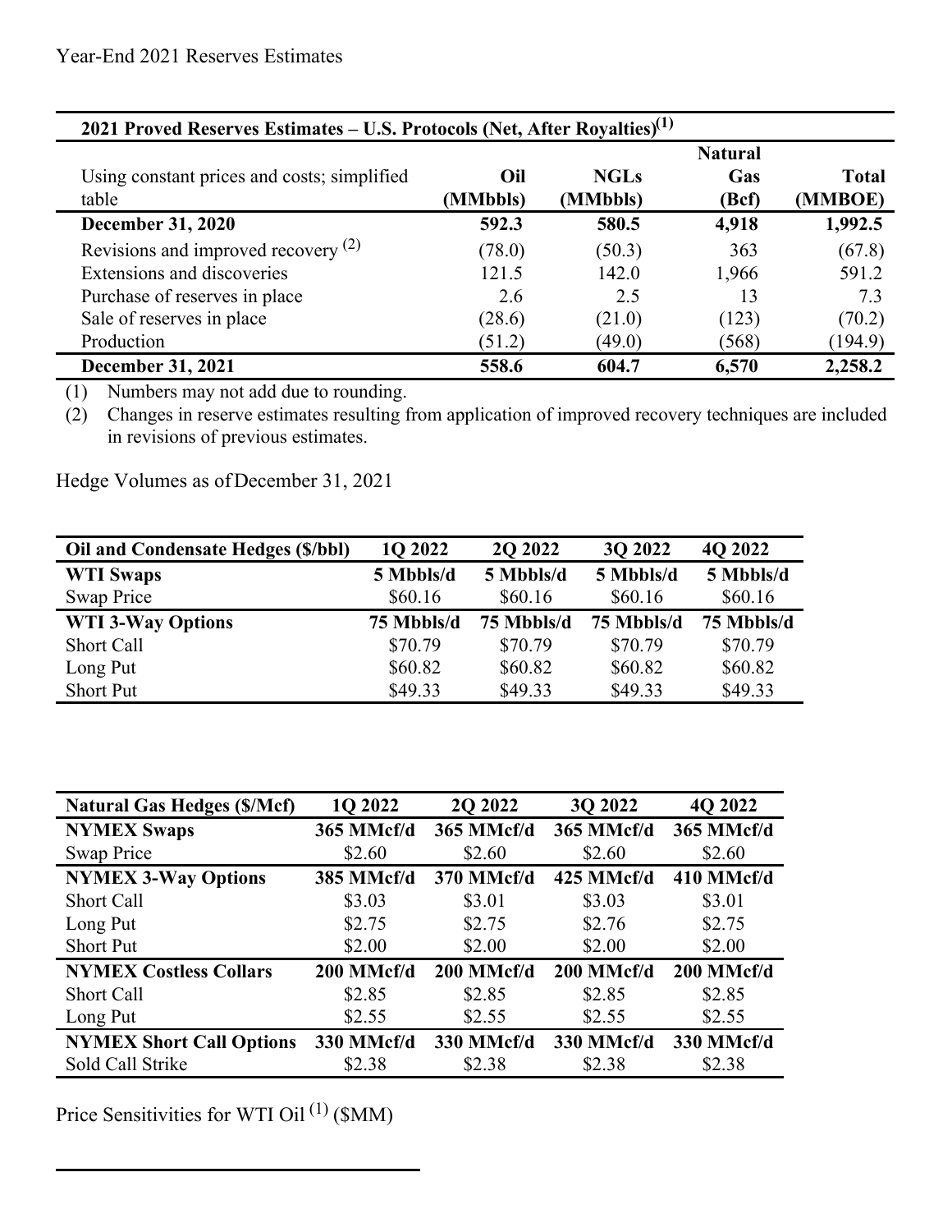Year-End 2021 Reserves Estimates

| 2021 Proved Reserves Estimates – U.S. Protocols (Net, After Royalties)[(1)] | | | | |
|---|---|---|---|---|
| Using constant prices and costs; simplified table | **Oil (MMbbls)** | **NGLs (MMbbls)** | **Natural Gas (Bcf)** | **Total (MMBOE)** |
| **December 31, 2020** | **592.3** | **580.5** | **4,918** | **1,992.5** |
| Revisions and improved recovery [(2)] | (78.0) | (50.3) | 363 | (67.8) |
| Extensions and discoveries | 121.5 | 142.0 | 1,966 | 591.2 |
| Purchase of reserves in place | 2.6 | 2.5 | 13 | 7.3 |
| Sale of reserves in place | (28.6) | (21.0) | (123) | (70.2) |
| Production | (51.2) | (49.0) | (568) | (194.9) |
| **December 31, 2021** | **558.6** | **604.7** | **6,570** | **2,258.2** |

(1) Numbers may not add due to rounding.

(2) Changes in reserve estimates resulting from application of improved recovery techniques are included in revisions of previous estimates.

Hedge Volumes as of December 31, 2021

| Oil and Condensate Hedges ($/bbl) | 1Q 2022 | 2Q 2022 | 3Q 2022 | 4Q 2022 |
|---|---|---|---|---|
| **WTI Swaps** | **5 Mbbls/d** | **5 Mbbls/d** | **5 Mbbls/d** | **5 Mbbls/d** |
| Swap Price | $60.16 | $60.16 | $60.16 | $60.16 |
| **WTI 3-Way Options** | **75 Mbbls/d** | **75 Mbbls/d** | **75 Mbbls/d** | **75 Mbbls/d** |
| Short Call | $70.79 | $70.79 | $70.79 | $70.79 |
| Long Put | $60.82 | $60.82 | $60.82 | $60.82 |
| Short Put | $49.33 | $49.33 | $49.33 | $49.33 |

| Natural Gas Hedges ($/Mcf) | 1Q 2022 | 2Q 2022 | 3Q 2022 | 4Q 2022 |
|---|---|---|---|---|
| **NYMEX Swaps** | **365 MMcf/d** | **365 MMcf/d** | **365 MMcf/d** | **365 MMcf/d** |
| Swap Price | $2.60 | $2.60 | $2.60 | $2.60 |
| **NYMEX 3-Way Options** | **385 MMcf/d** | **370 MMcf/d** | **425 MMcf/d** | **410 MMcf/d** |
| Short Call | $3.03 | $3.01 | $3.03 | $3.01 |
| Long Put | $2.75 | $2.75 | $2.76 | $2.75 |
| Short Put | $2.00 | $2.00 | $2.00 | $2.00 |
| **NYMEX Costless Collars** | **200 MMcf/d** | **200 MMcf/d** | **200 MMcf/d** | **200 MMcf/d** |
| Short Call | $2.85 | $2.85 | $2.85 | $2.85 |
| Long Put | $2.55 | $2.55 | $2.55 | $2.55 |
| **NYMEX Short Call Options** | **330 MMcf/d** | **330 MMcf/d** | **330 MMcf/d** | **330 MMcf/d** |
| Sold Call Strike | $2.38 | $2.38 | $2.38 | $2.38 |

Price Sensitivities for WTI Oil [(1)] ($MM)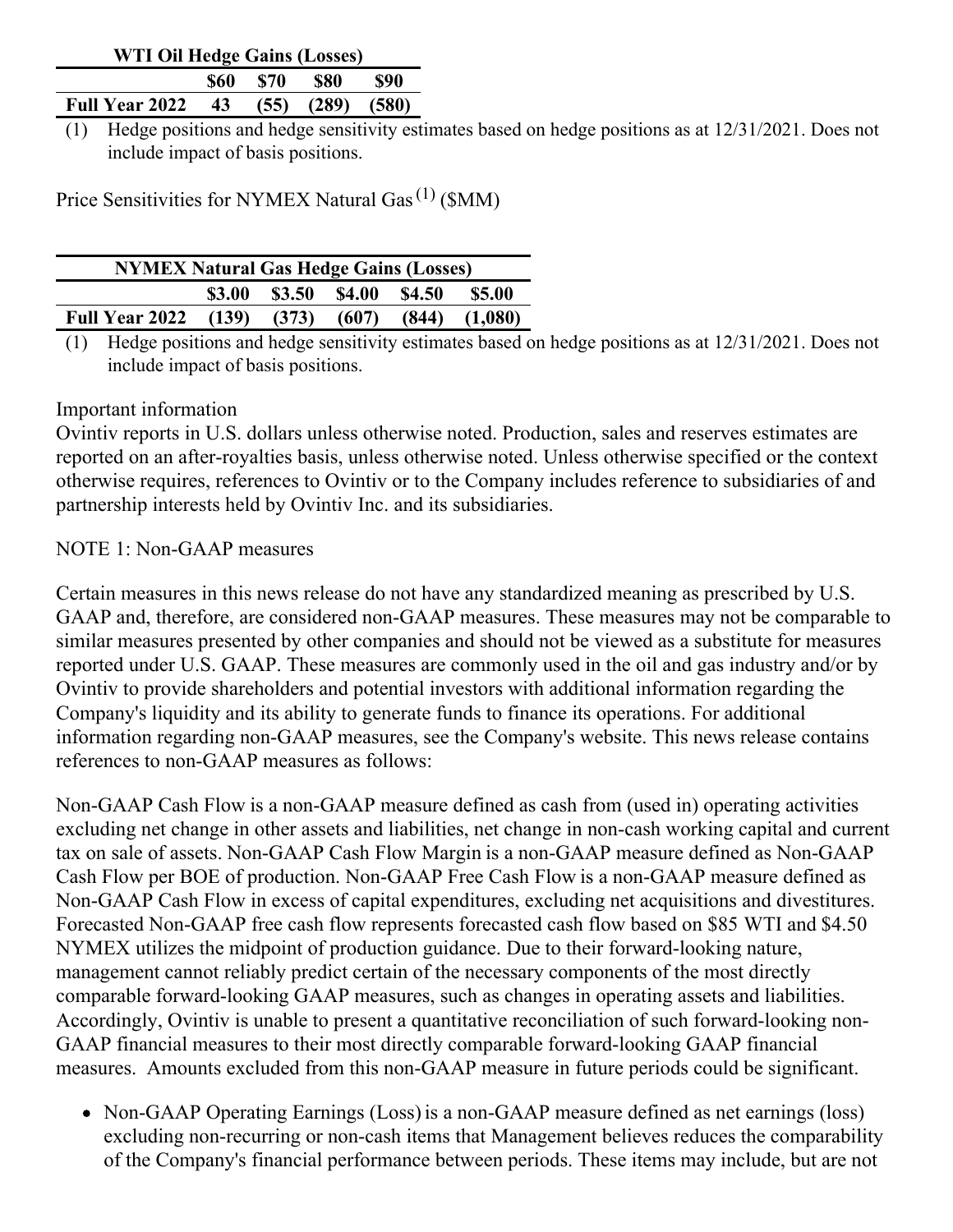| WTI Oil Hedge Gains (Losses) | | | | |
|---|---|---|---|---|
| | **\$60** | **\$70** | **\$80** | **\$90** |
| **Full Year 2022** | **43** | **(55)** | **(289)** | **(580)** |

(1) Hedge positions and hedge sensitivity estimates based on hedge positions as at 12/31/2021. Does not include impact of basis positions.

Price Sensitivities for NYMEX Natural Gas [(1)] (\$MM)

| NYMEX Natural Gas Hedge Gains (Losses) | | | | | |
|---|---|---|---|---|---|
| | **\$3.00** | **\$3.50** | **\$4.00** | **\$4.50** | **\$5.00** |
| **Full Year 2022** | **(139)** | **(373)** | **(607)** | **(844)** | **(1,080)** |

(1) Hedge positions and hedge sensitivity estimates based on hedge positions as at 12/31/2021. Does not include impact of basis positions.

Important information

Ovintiv reports in U.S. dollars unless otherwise noted. Production, sales and reserves estimates are reported on an after-royalties basis, unless otherwise noted. Unless otherwise specified or the context otherwise requires, references to Ovintiv or to the Company includes reference to subsidiaries of and partnership interests held by Ovintiv Inc. and its subsidiaries.

NOTE 1: Non-GAAP measures

Certain measures in this news release do not have any standardized meaning as prescribed by U.S. GAAP and, therefore, are considered non-GAAP measures. These measures may not be comparable to similar measures presented by other companies and should not be viewed as a substitute for measures reported under U.S. GAAP. These measures are commonly used in the oil and gas industry and/or by Ovintiv to provide shareholders and potential investors with additional information regarding the Company's liquidity and its ability to generate funds to finance its operations. For additional information regarding non-GAAP measures, see the Company's website. This news release contains references to non-GAAP measures as follows:

Non-GAAP Cash Flow is a non-GAAP measure defined as cash from (used in) operating activities excluding net change in other assets and liabilities, net change in non-cash working capital and current tax on sale of assets. Non-GAAP Cash Flow Margin is a non-GAAP measure defined as Non-GAAP Cash Flow per BOE of production. Non-GAAP Free Cash Flow is a non-GAAP measure defined as Non-GAAP Cash Flow in excess of capital expenditures, excluding net acquisitions and divestitures. Forecasted Non-GAAP free cash flow represents forecasted cash flow based on \$85 WTI and \$4.50 NYMEX utilizes the midpoint of production guidance. Due to their forward-looking nature, management cannot reliably predict certain of the necessary components of the most directly comparable forward-looking GAAP measures, such as changes in operating assets and liabilities. Accordingly, Ovintiv is unable to present a quantitative reconciliation of such forward-looking non-GAAP financial measures to their most directly comparable forward-looking GAAP financial measures. Amounts excluded from this non-GAAP measure in future periods could be significant.

- Non-GAAP Operating Earnings (Loss) is a non-GAAP measure defined as net earnings (loss) excluding non-recurring or non-cash items that Management believes reduces the comparability of the Company's financial performance between periods. These items may include, but are not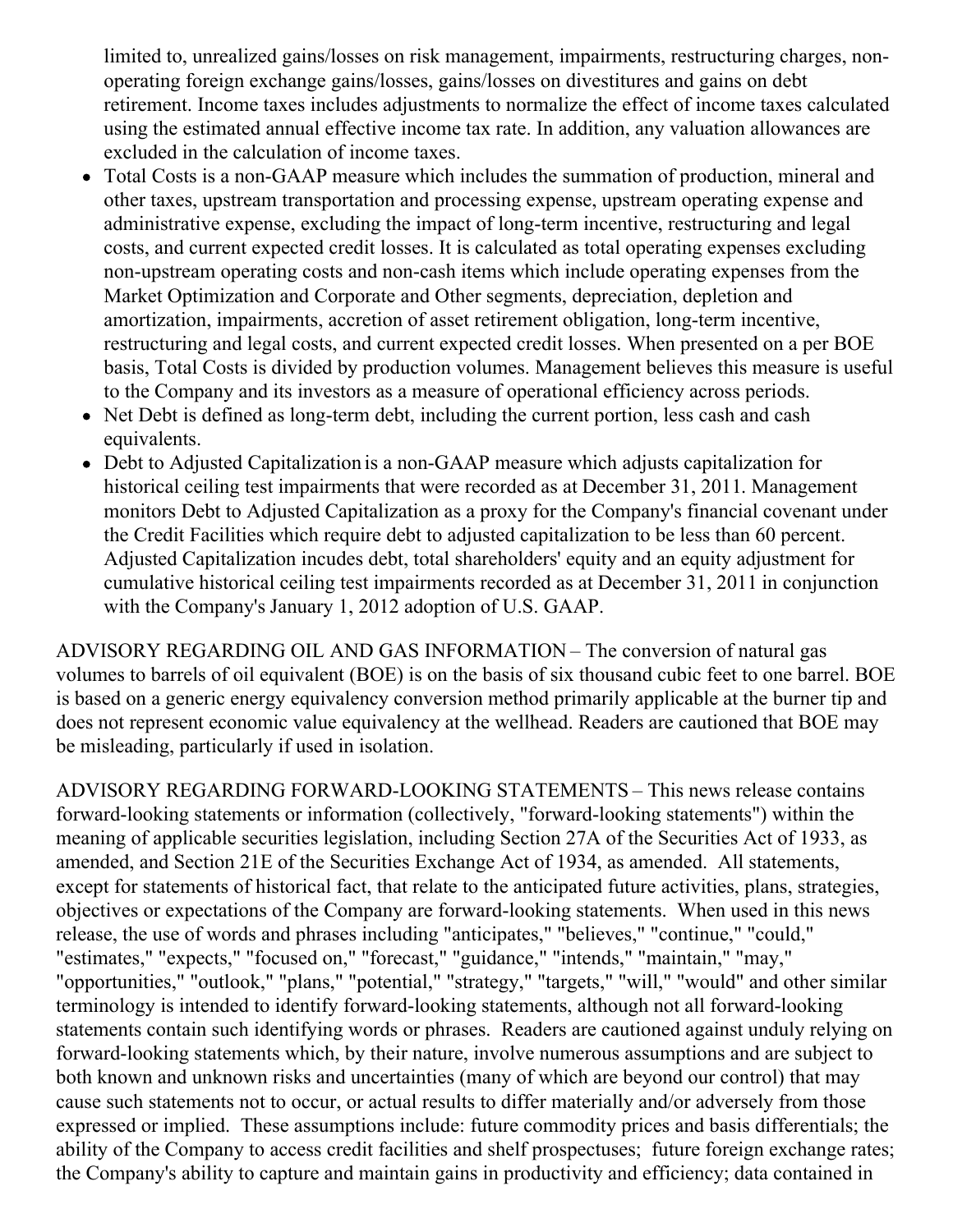limited to, unrealized gains/losses on risk management, impairments, restructuring charges, non-operating foreign exchange gains/losses, gains/losses on divestitures and gains on debt retirement. Income taxes includes adjustments to normalize the effect of income taxes calculated using the estimated annual effective income tax rate. In addition, any valuation allowances are excluded in the calculation of income taxes.

- Total Costs is a non-GAAP measure which includes the summation of production, mineral and other taxes, upstream transportation and processing expense, upstream operating expense and administrative expense, excluding the impact of long-term incentive, restructuring and legal costs, and current expected credit losses. It is calculated as total operating expenses excluding non-upstream operating costs and non-cash items which include operating expenses from the Market Optimization and Corporate and Other segments, depreciation, depletion and amortization, impairments, accretion of asset retirement obligation, long-term incentive, restructuring and legal costs, and current expected credit losses. When presented on a per BOE basis, Total Costs is divided by production volumes. Management believes this measure is useful to the Company and its investors as a measure of operational efficiency across periods.
- Net Debt is defined as long-term debt, including the current portion, less cash and cash equivalents.
- Debt to Adjusted Capitalization is a non-GAAP measure which adjusts capitalization for historical ceiling test impairments that were recorded as at December 31, 2011. Management monitors Debt to Adjusted Capitalization as a proxy for the Company's financial covenant under the Credit Facilities which require debt to adjusted capitalization to be less than 60 percent. Adjusted Capitalization incudes debt, total shareholders' equity and an equity adjustment for cumulative historical ceiling test impairments recorded as at December 31, 2011 in conjunction with the Company's January 1, 2012 adoption of U.S. GAAP.

ADVISORY REGARDING OIL AND GAS INFORMATION – The conversion of natural gas volumes to barrels of oil equivalent (BOE) is on the basis of six thousand cubic feet to one barrel. BOE is based on a generic energy equivalency conversion method primarily applicable at the burner tip and does not represent economic value equivalency at the wellhead. Readers are cautioned that BOE may be misleading, particularly if used in isolation.

ADVISORY REGARDING FORWARD-LOOKING STATEMENTS – This news release contains forward-looking statements or information (collectively, "forward-looking statements") within the meaning of applicable securities legislation, including Section 27A of the Securities Act of 1933, as amended, and Section 21E of the Securities Exchange Act of 1934, as amended. All statements, except for statements of historical fact, that relate to the anticipated future activities, plans, strategies, objectives or expectations of the Company are forward-looking statements. When used in this news release, the use of words and phrases including "anticipates," "believes," "continue," "could," "estimates," "expects," "focused on," "forecast," "guidance," "intends," "maintain," "may," "opportunities," "outlook," "plans," "potential," "strategy," "targets," "will," "would" and other similar terminology is intended to identify forward-looking statements, although not all forward-looking statements contain such identifying words or phrases. Readers are cautioned against unduly relying on forward-looking statements which, by their nature, involve numerous assumptions and are subject to both known and unknown risks and uncertainties (many of which are beyond our control) that may cause such statements not to occur, or actual results to differ materially and/or adversely from those expressed or implied. These assumptions include: future commodity prices and basis differentials; the ability of the Company to access credit facilities and shelf prospectuses; future foreign exchange rates; the Company's ability to capture and maintain gains in productivity and efficiency; data contained in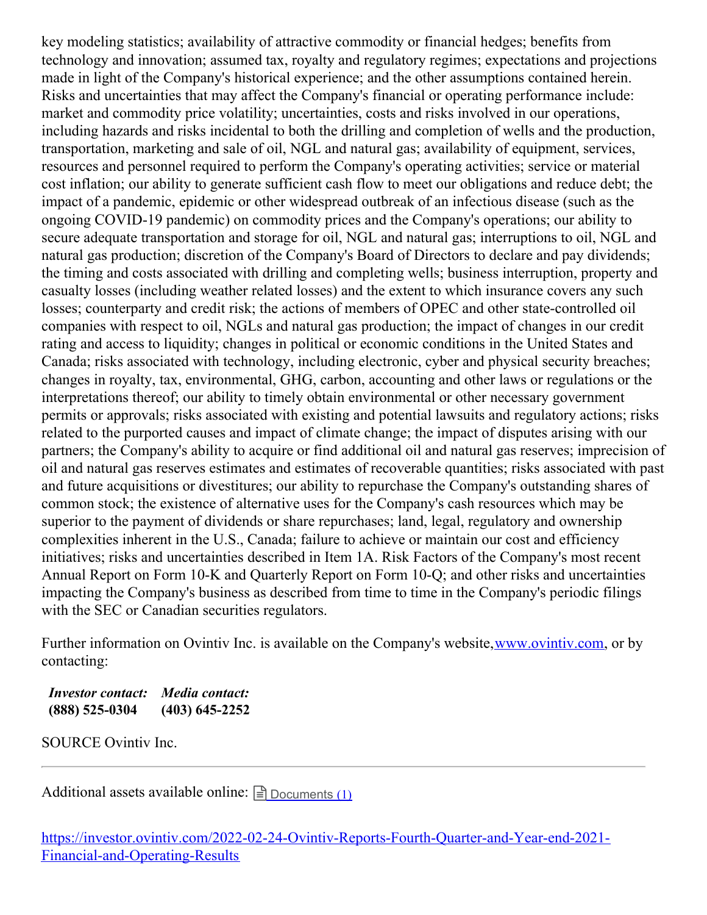key modeling statistics; availability of attractive commodity or financial hedges; benefits from technology and innovation; assumed tax, royalty and regulatory regimes; expectations and projections made in light of the Company's historical experience; and the other assumptions contained herein. Risks and uncertainties that may affect the Company's financial or operating performance include: market and commodity price volatility; uncertainties, costs and risks involved in our operations, including hazards and risks incidental to both the drilling and completion of wells and the production, transportation, marketing and sale of oil, NGL and natural gas; availability of equipment, services, resources and personnel required to perform the Company's operating activities; service or material cost inflation; our ability to generate sufficient cash flow to meet our obligations and reduce debt; the impact of a pandemic, epidemic or other widespread outbreak of an infectious disease (such as the ongoing COVID-19 pandemic) on commodity prices and the Company's operations; our ability to secure adequate transportation and storage for oil, NGL and natural gas; interruptions to oil, NGL and natural gas production; discretion of the Company's Board of Directors to declare and pay dividends; the timing and costs associated with drilling and completing wells; business interruption, property and casualty losses (including weather related losses) and the extent to which insurance covers any such losses; counterparty and credit risk; the actions of members of OPEC and other state-controlled oil companies with respect to oil, NGLs and natural gas production; the impact of changes in our credit rating and access to liquidity; changes in political or economic conditions in the United States and Canada; risks associated with technology, including electronic, cyber and physical security breaches; changes in royalty, tax, environmental, GHG, carbon, accounting and other laws or regulations or the interpretations thereof; our ability to timely obtain environmental or other necessary government permits or approvals; risks associated with existing and potential lawsuits and regulatory actions; risks related to the purported causes and impact of climate change; the impact of disputes arising with our partners; the Company's ability to acquire or find additional oil and natural gas reserves; imprecision of oil and natural gas reserves estimates and estimates of recoverable quantities; risks associated with past and future acquisitions or divestitures; our ability to repurchase the Company's outstanding shares of common stock; the existence of alternative uses for the Company's cash resources which may be superior to the payment of dividends or share repurchases; land, legal, regulatory and ownership complexities inherent in the U.S., Canada; failure to achieve or maintain our cost and efficiency initiatives; risks and uncertainties described in Item 1A. Risk Factors of the Company's most recent Annual Report on Form 10-K and Quarterly Report on Form 10-Q; and other risks and uncertainties impacting the Company's business as described from time to time in the Company's periodic filings with the SEC or Canadian securities regulators.

Further information on Ovintiv Inc. is available on the Company's website,www.ovintiv.com, or by contacting:

| | |
|---|---|
| ***Investor contact:*** | ***Media contact:*** |
| **(888) 525-0304** | **(403) 645-2252** |

SOURCE Ovintiv Inc.

---

Additional assets available online: Documents (1)

https://investor.ovintiv.com/2022-02-24-Ovintiv-Reports-Fourth-Quarter-and-Year-end-2021-Financial-and-Operating-Results